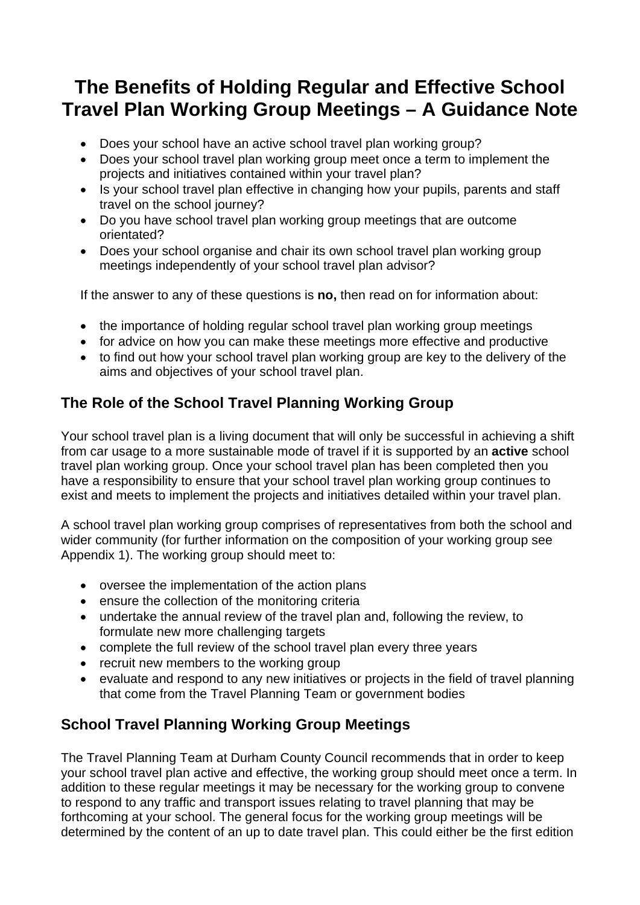# The Benefits of Holding Regular and Effective School Travel Plan Working Group Meetings – A Guidance Note

- Does your school have an active school travel plan working group?
- Does your school travel plan working group meet once a term to implement the projects and initiatives contained within your travel plan?
- Is your school travel plan effective in changing how your pupils, parents and staff travel on the school journey?
- Do you have school travel plan working group meetings that are outcome orientated?
- Does your school organise and chair its own school travel plan working group meetings independently of your school travel plan advisor?

If the answer to any of these questions is **no,** then read on for information about:

- the importance of holding regular school travel plan working group meetings
- for advice on how you can make these meetings more effective and productive
- to find out how your school travel plan working group are key to the delivery of the aims and objectives of your school travel plan.

## The Role of the School Travel Planning Working Group

Your school travel plan is a living document that will only be successful in achieving a shift from car usage to a more sustainable mode of travel if it is supported by an **active** school travel plan working group. Once your school travel plan has been completed then you have a responsibility to ensure that your school travel plan working group continues to exist and meets to implement the projects and initiatives detailed within your travel plan.

A school travel plan working group comprises of representatives from both the school and wider community (for further information on the composition of your working group see Appendix 1). The working group should meet to:

- oversee the implementation of the action plans
- ensure the collection of the monitoring criteria
- undertake the annual review of the travel plan and, following the review, to formulate new more challenging targets
- complete the full review of the school travel plan every three years
- recruit new members to the working group
- evaluate and respond to any new initiatives or projects in the field of travel planning that come from the Travel Planning Team or government bodies

## School Travel Planning Working Group Meetings

The Travel Planning Team at Durham County Council recommends that in order to keep your school travel plan active and effective, the working group should meet once a term. In addition to these regular meetings it may be necessary for the working group to convene to respond to any traffic and transport issues relating to travel planning that may be forthcoming at your school. The general focus for the working group meetings will be determined by the content of an up to date travel plan. This could either be the first edition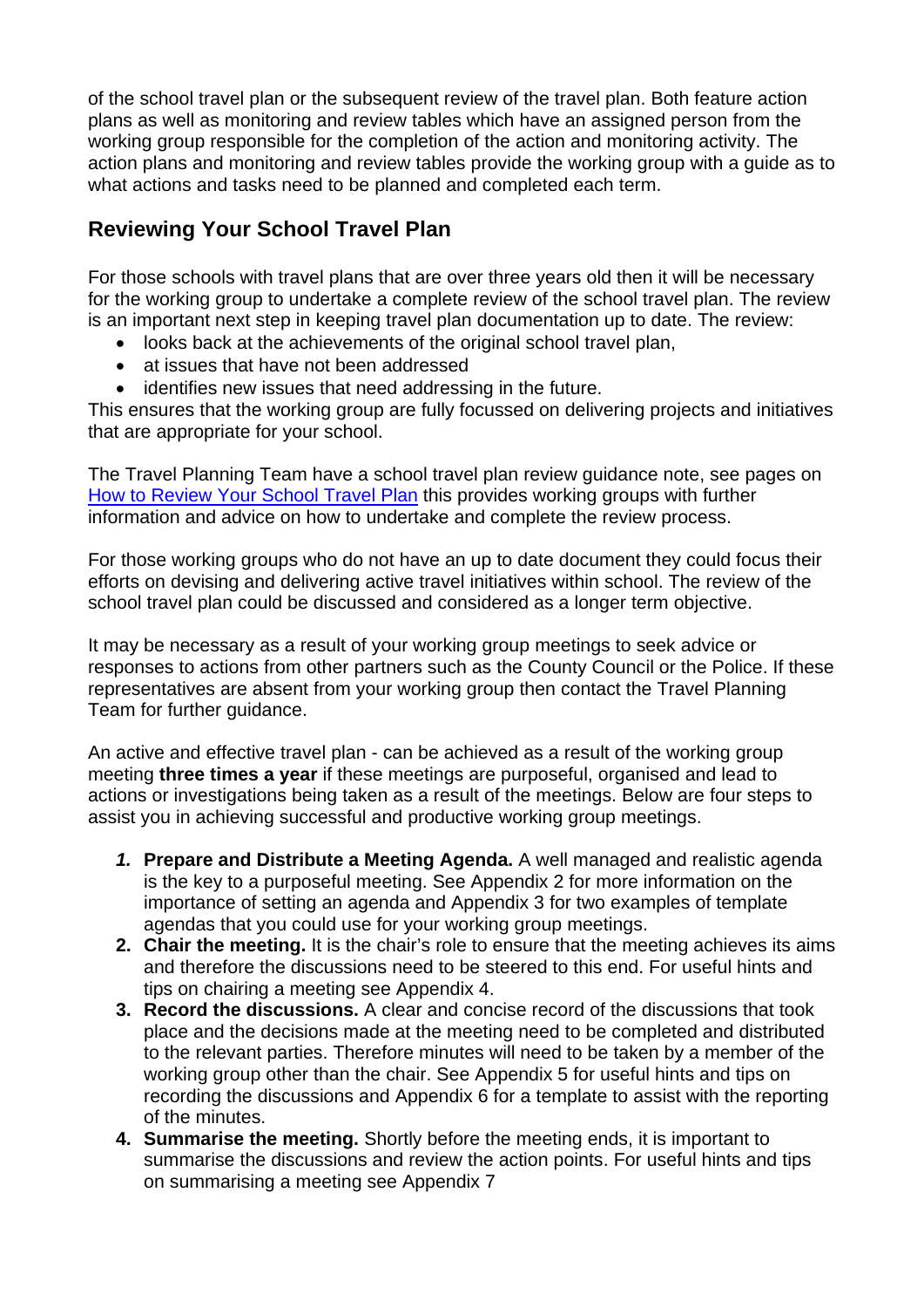of the school travel plan or the subsequent review of the travel plan. Both feature action plans as well as monitoring and review tables which have an assigned person from the working group responsible for the completion of the action and monitoring activity. The action plans and monitoring and review tables provide the working group with a guide as to what actions and tasks need to be planned and completed each term.

## Reviewing Your School Travel Plan

For those schools with travel plans that are over three years old then it will be necessary for the working group to undertake a complete review of the school travel plan. The review is an important next step in keeping travel plan documentation up to date. The review:

- looks back at the achievements of the original school travel plan,
- at issues that have not been addressed
- identifies new issues that need addressing in the future.

This ensures that the working group are fully focussed on delivering projects and initiatives that are appropriate for your school.

The Travel Planning Team have a school travel plan review guidance note, see pages on How to Review Your School Travel Plan this provides working groups with further information and advice on how to undertake and complete the review process.

For those working groups who do not have an up to date document they could focus their efforts on devising and delivering active travel initiatives within school. The review of the school travel plan could be discussed and considered as a longer term objective.

It may be necessary as a result of your working group meetings to seek advice or responses to actions from other partners such as the County Council or the Police. If these representatives are absent from your working group then contact the Travel Planning Team for further guidance.

An active and effective travel plan - can be achieved as a result of the working group meeting **three times a year** if these meetings are purposeful, organised and lead to actions or investigations being taken as a result of the meetings. Below are four steps to assist you in achieving successful and productive working group meetings.

1. **Prepare and Distribute a Meeting Agenda.** A well managed and realistic agenda is the key to a purposeful meeting. See Appendix 2 for more information on the importance of setting an agenda and Appendix 3 for two examples of template agendas that you could use for your working group meetings.
2. **Chair the meeting.** It is the chair's role to ensure that the meeting achieves its aims and therefore the discussions need to be steered to this end. For useful hints and tips on chairing a meeting see Appendix 4.
3. **Record the discussions.** A clear and concise record of the discussions that took place and the decisions made at the meeting need to be completed and distributed to the relevant parties. Therefore minutes will need to be taken by a member of the working group other than the chair. See Appendix 5 for useful hints and tips on recording the discussions and Appendix 6 for a template to assist with the reporting of the minutes.
4. **Summarise the meeting.** Shortly before the meeting ends, it is important to summarise the discussions and review the action points. For useful hints and tips on summarising a meeting see Appendix 7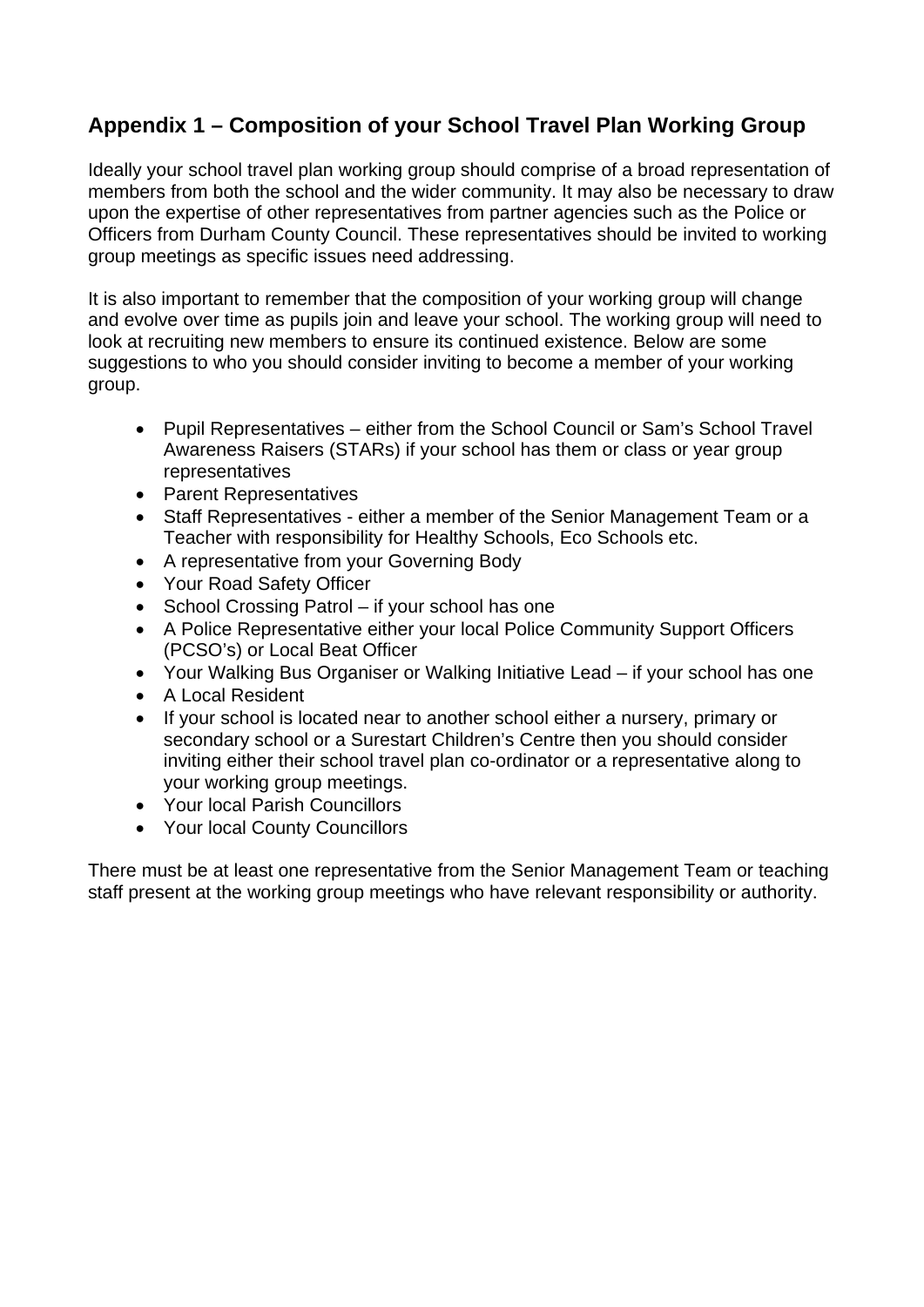## Appendix 1 – Composition of your School Travel Plan Working Group

Ideally your school travel plan working group should comprise of a broad representation of members from both the school and the wider community. It may also be necessary to draw upon the expertise of other representatives from partner agencies such as the Police or Officers from Durham County Council. These representatives should be invited to working group meetings as specific issues need addressing.

It is also important to remember that the composition of your working group will change and evolve over time as pupils join and leave your school. The working group will need to look at recruiting new members to ensure its continued existence. Below are some suggestions to who you should consider inviting to become a member of your working group.

- Pupil Representatives – either from the School Council or Sam's School Travel Awareness Raisers (STARs) if your school has them or class or year group representatives
- Parent Representatives
- Staff Representatives - either a member of the Senior Management Team or a Teacher with responsibility for Healthy Schools, Eco Schools etc.
- A representative from your Governing Body
- Your Road Safety Officer
- School Crossing Patrol – if your school has one
- A Police Representative either your local Police Community Support Officers (PCSO's) or Local Beat Officer
- Your Walking Bus Organiser or Walking Initiative Lead – if your school has one
- A Local Resident
- If your school is located near to another school either a nursery, primary or secondary school or a Surestart Children's Centre then you should consider inviting either their school travel plan co-ordinator or a representative along to your working group meetings.
- Your local Parish Councillors
- Your local County Councillors

There must be at least one representative from the Senior Management Team or teaching staff present at the working group meetings who have relevant responsibility or authority.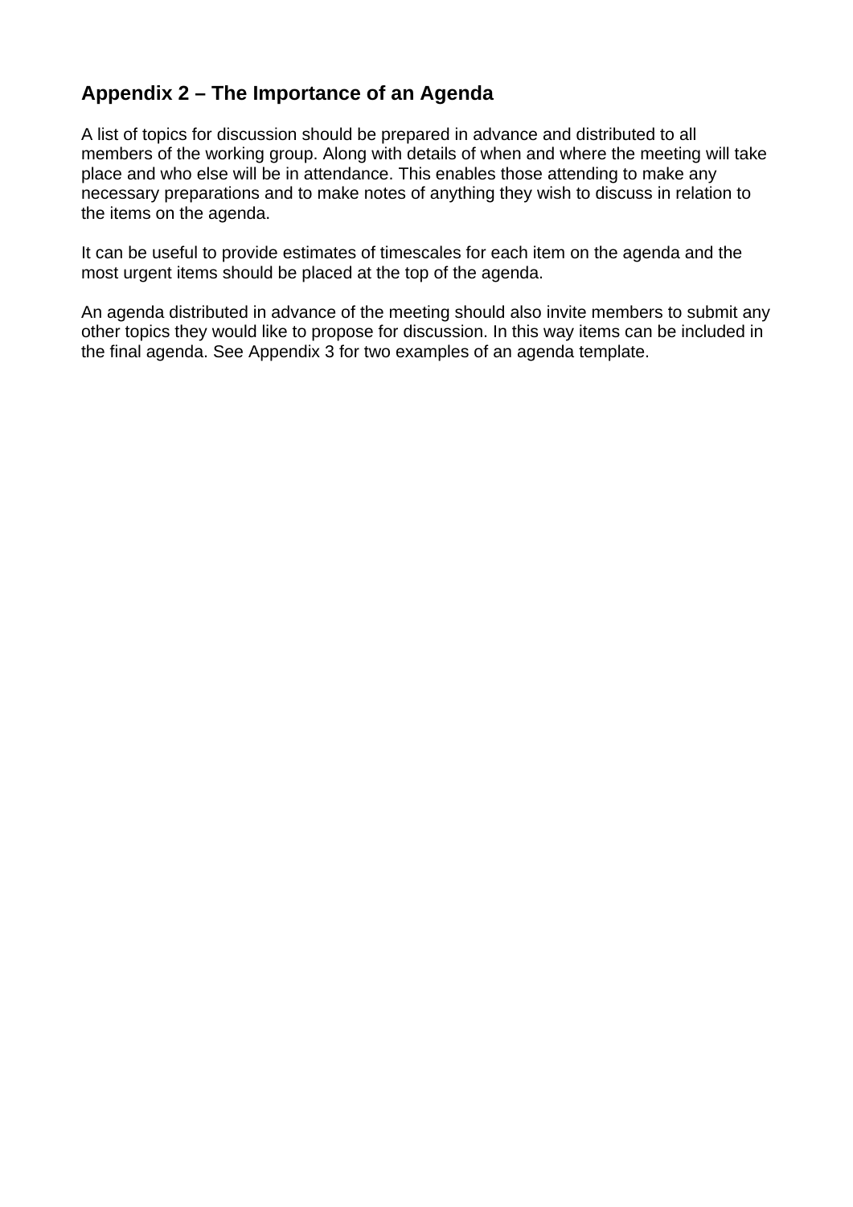## Appendix 2 – The Importance of an Agenda

A list of topics for discussion should be prepared in advance and distributed to all members of the working group. Along with details of when and where the meeting will take place and who else will be in attendance. This enables those attending to make any necessary preparations and to make notes of anything they wish to discuss in relation to the items on the agenda.

It can be useful to provide estimates of timescales for each item on the agenda and the most urgent items should be placed at the top of the agenda.

An agenda distributed in advance of the meeting should also invite members to submit any other topics they would like to propose for discussion. In this way items can be included in the final agenda. See Appendix 3 for two examples of an agenda template.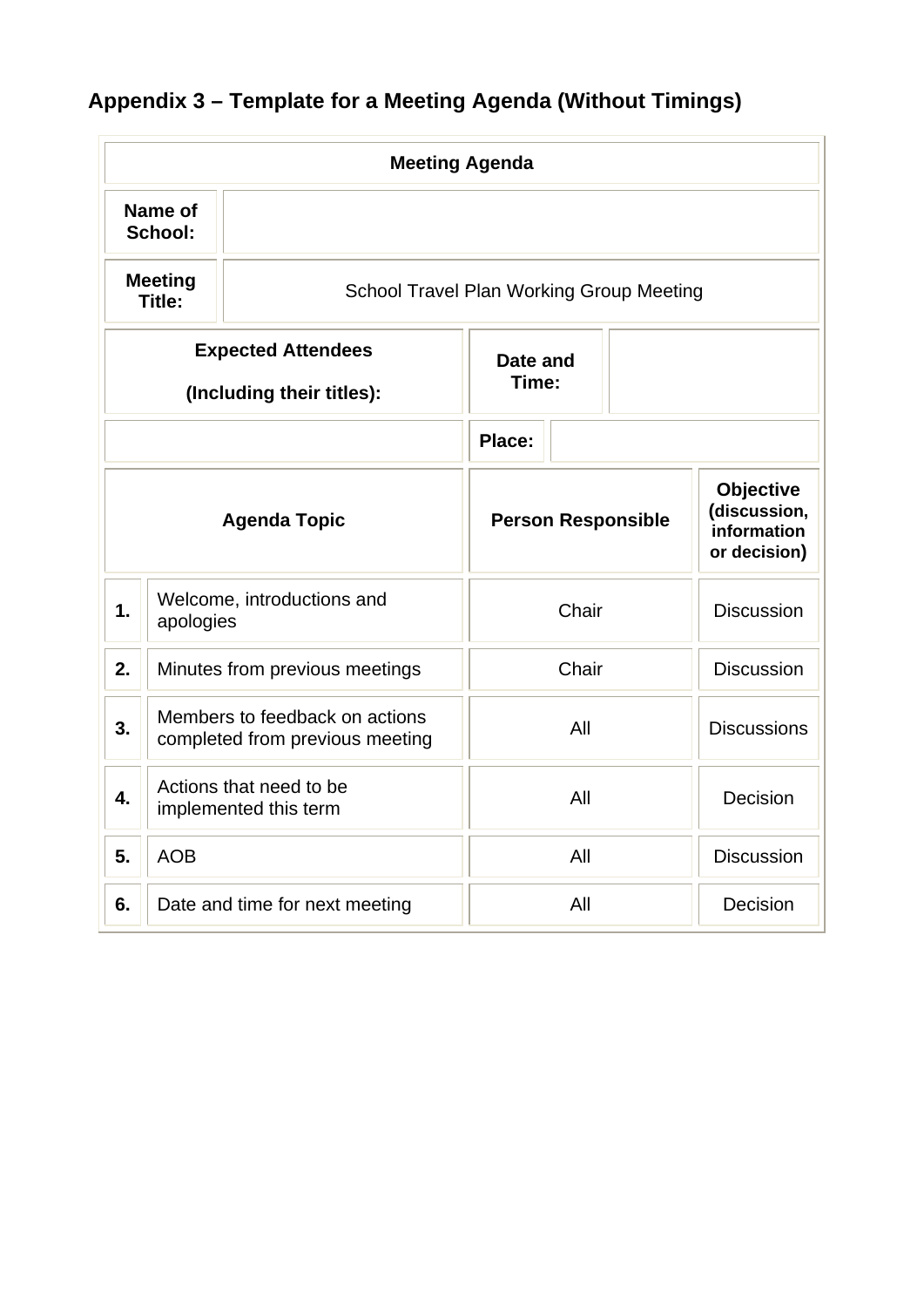## Appendix 3 – Template for a Meeting Agenda (Without Timings)

| **Meeting Agenda** | | | |
|---|---|---|---|
| **Name of School:** | | | |
| **Meeting Title:** | School Travel Plan Working Group Meeting | | |
| **Expected Attendees (Including their titles):** | | **Date and Time:** | |
| | | **Place:** | |
| **Agenda Topic** | | **Person Responsible** | **Objective (discussion, information or decision)** |
| **1.** | Welcome, introductions and apologies | Chair | Discussion |
| **2.** | Minutes from previous meetings | Chair | Discussion |
| **3.** | Members to feedback on actions completed from previous meeting | All | Discussions |
| **4.** | Actions that need to be implemented this term | All | Decision |
| **5.** | AOB | All | Discussion |
| **6.** | Date and time for next meeting | All | Decision |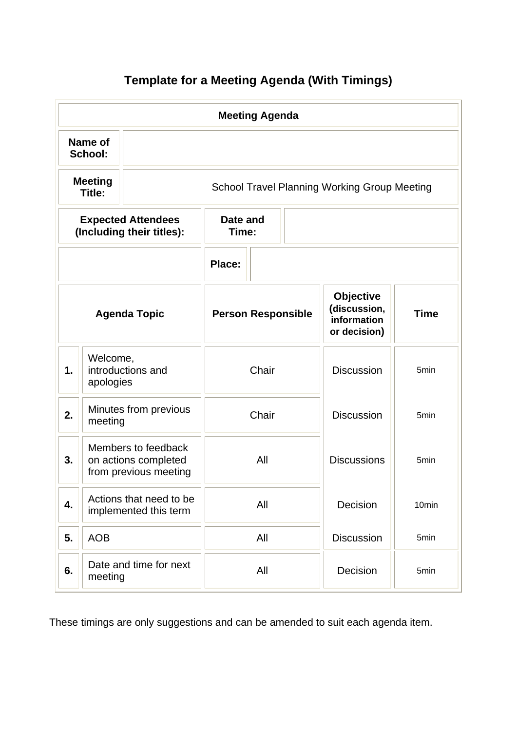# Template for a Meeting Agenda (With Timings)

| Meeting Agenda | | | | |
|---|---|---|---|---|
| **Name of School:** | | | | |
| **Meeting Title:** | School Travel Planning Working Group Meeting | | | |
| **Expected Attendees (Including their titles):** | **Date and Time:** | | | |
| | **Place:** | | | |
| **Agenda Topic** | | **Person Responsible** | **Objective (discussion, information or decision)** | **Time** |
| **1.** | Welcome, introductions and apologies | Chair | Discussion | 5min |
| **2.** | Minutes from previous meeting | Chair | Discussion | 5min |
| **3.** | Members to feedback on actions completed from previous meeting | All | Discussions | 5min |
| **4.** | Actions that need to be implemented this term | All | Decision | 10min |
| **5.** | AOB | All | Discussion | 5min |
| **6.** | Date and time for next meeting | All | Decision | 5min |

These timings are only suggestions and can be amended to suit each agenda item.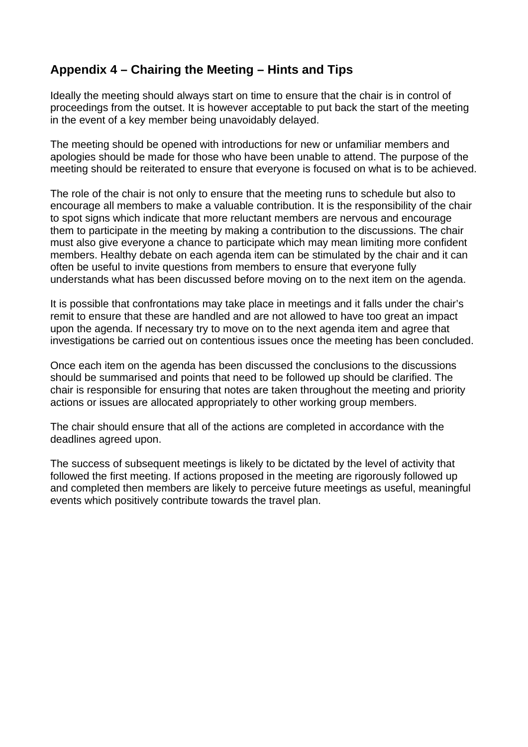## Appendix 4 – Chairing the Meeting – Hints and Tips

Ideally the meeting should always start on time to ensure that the chair is in control of proceedings from the outset. It is however acceptable to put back the start of the meeting in the event of a key member being unavoidably delayed.

The meeting should be opened with introductions for new or unfamiliar members and apologies should be made for those who have been unable to attend. The purpose of the meeting should be reiterated to ensure that everyone is focused on what is to be achieved.

The role of the chair is not only to ensure that the meeting runs to schedule but also to encourage all members to make a valuable contribution. It is the responsibility of the chair to spot signs which indicate that more reluctant members are nervous and encourage them to participate in the meeting by making a contribution to the discussions. The chair must also give everyone a chance to participate which may mean limiting more confident members. Healthy debate on each agenda item can be stimulated by the chair and it can often be useful to invite questions from members to ensure that everyone fully understands what has been discussed before moving on to the next item on the agenda.

It is possible that confrontations may take place in meetings and it falls under the chair's remit to ensure that these are handled and are not allowed to have too great an impact upon the agenda. If necessary try to move on to the next agenda item and agree that investigations be carried out on contentious issues once the meeting has been concluded.

Once each item on the agenda has been discussed the conclusions to the discussions should be summarised and points that need to be followed up should be clarified. The chair is responsible for ensuring that notes are taken throughout the meeting and priority actions or issues are allocated appropriately to other working group members.

The chair should ensure that all of the actions are completed in accordance with the deadlines agreed upon.

The success of subsequent meetings is likely to be dictated by the level of activity that followed the first meeting. If actions proposed in the meeting are rigorously followed up and completed then members are likely to perceive future meetings as useful, meaningful events which positively contribute towards the travel plan.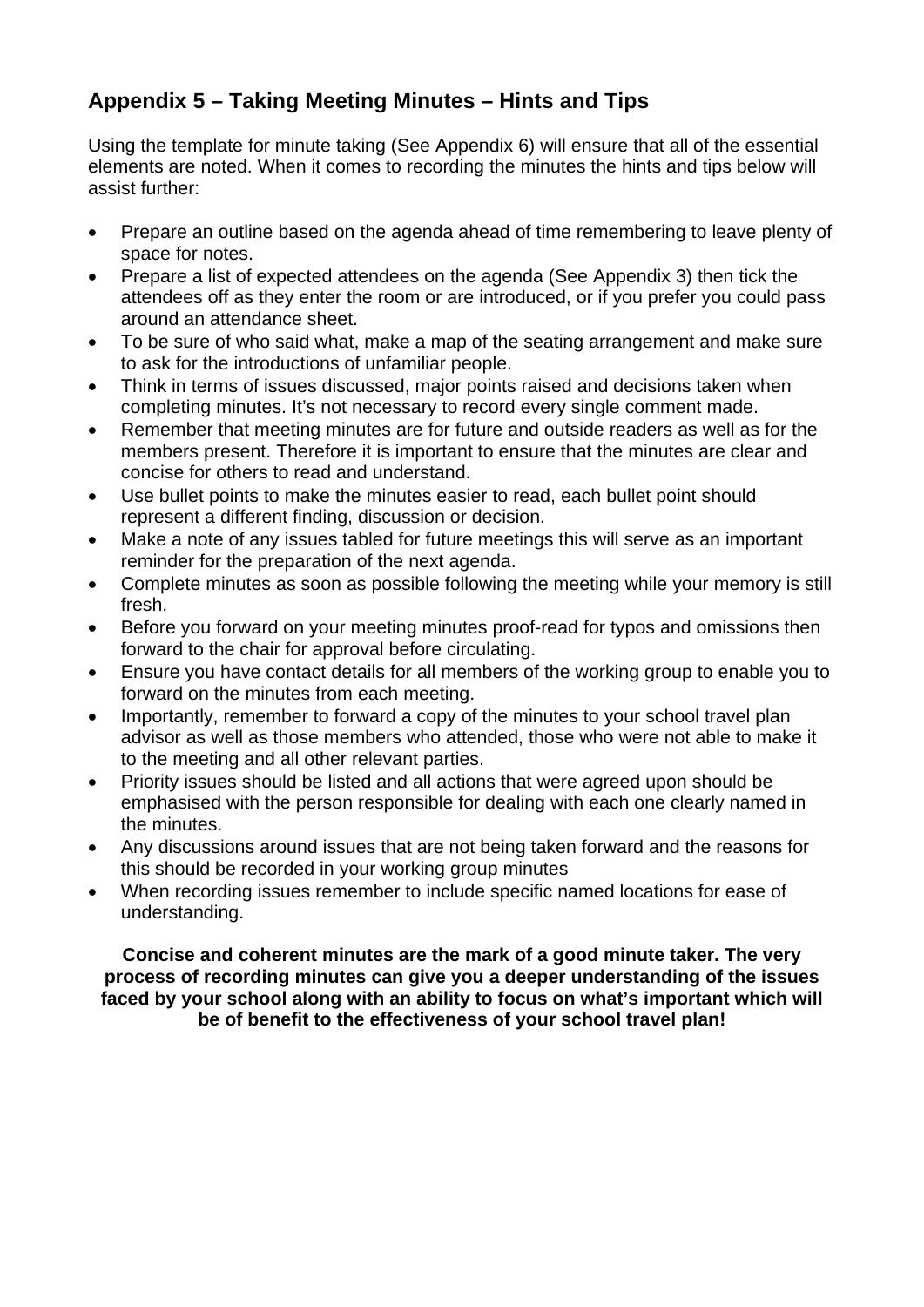## Appendix 5 – Taking Meeting Minutes – Hints and Tips

Using the template for minute taking (See Appendix 6) will ensure that all of the essential elements are noted. When it comes to recording the minutes the hints and tips below will assist further:

- Prepare an outline based on the agenda ahead of time remembering to leave plenty of space for notes.
- Prepare a list of expected attendees on the agenda (See Appendix 3) then tick the attendees off as they enter the room or are introduced, or if you prefer you could pass around an attendance sheet.
- To be sure of who said what, make a map of the seating arrangement and make sure to ask for the introductions of unfamiliar people.
- Think in terms of issues discussed, major points raised and decisions taken when completing minutes. It's not necessary to record every single comment made.
- Remember that meeting minutes are for future and outside readers as well as for the members present. Therefore it is important to ensure that the minutes are clear and concise for others to read and understand.
- Use bullet points to make the minutes easier to read, each bullet point should represent a different finding, discussion or decision.
- Make a note of any issues tabled for future meetings this will serve as an important reminder for the preparation of the next agenda.
- Complete minutes as soon as possible following the meeting while your memory is still fresh.
- Before you forward on your meeting minutes proof-read for typos and omissions then forward to the chair for approval before circulating.
- Ensure you have contact details for all members of the working group to enable you to forward on the minutes from each meeting.
- Importantly, remember to forward a copy of the minutes to your school travel plan advisor as well as those members who attended, those who were not able to make it to the meeting and all other relevant parties.
- Priority issues should be listed and all actions that were agreed upon should be emphasised with the person responsible for dealing with each one clearly named in the minutes.
- Any discussions around issues that are not being taken forward and the reasons for this should be recorded in your working group minutes
- When recording issues remember to include specific named locations for ease of understanding.

**Concise and coherent minutes are the mark of a good minute taker. The very process of recording minutes can give you a deeper understanding of the issues faced by your school along with an ability to focus on what's important which will be of benefit to the effectiveness of your school travel plan!**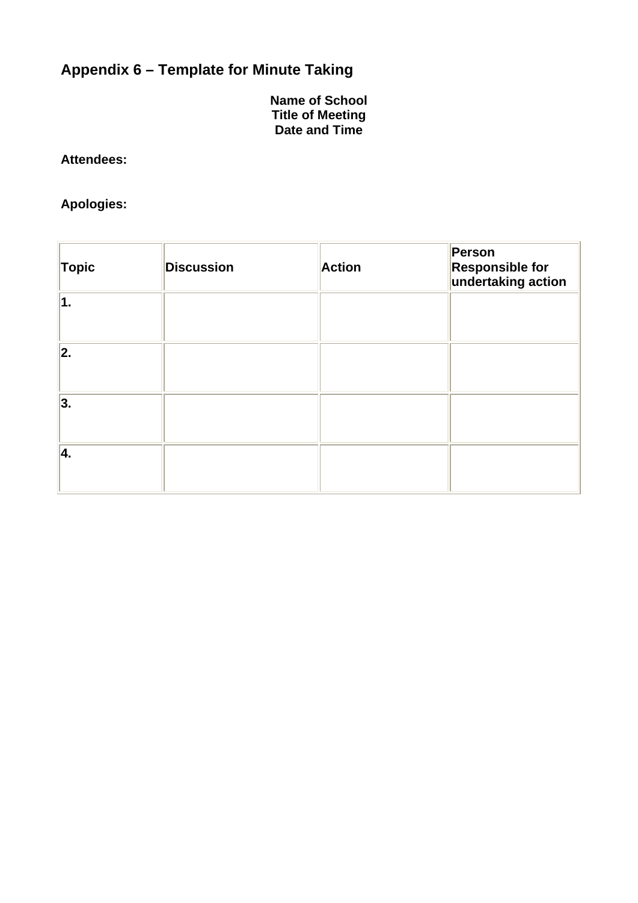## Appendix 6 – Template for Minute Taking

**Name of School**
**Title of Meeting**
**Date and Time**

**Attendees:**

**Apologies:**

| Topic | Discussion | Action | Person Responsible for undertaking action |
|---|---|---|---|
| 1. | | | |
| 2. | | | |
| 3. | | | |
| 4. | | | |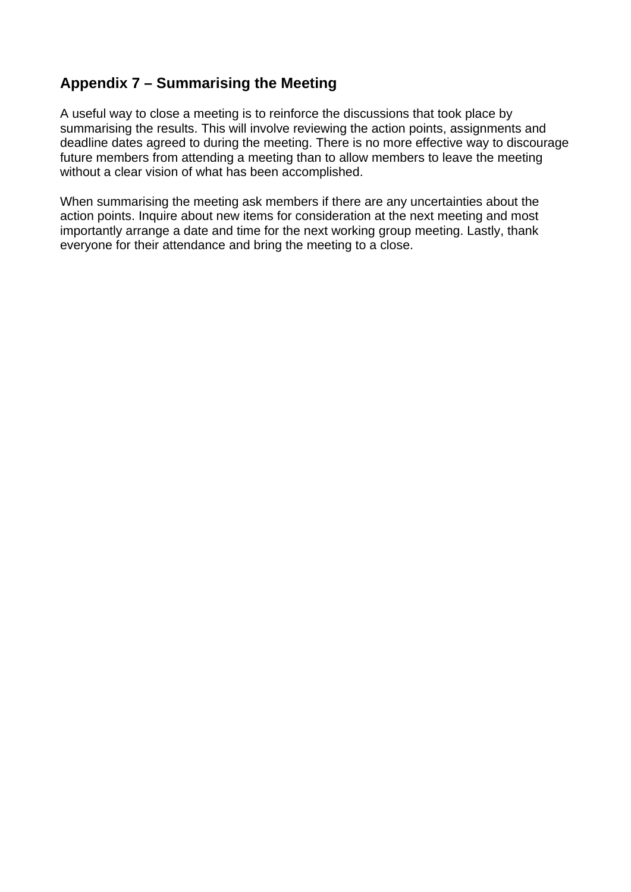## Appendix 7 – Summarising the Meeting

A useful way to close a meeting is to reinforce the discussions that took place by summarising the results. This will involve reviewing the action points, assignments and deadline dates agreed to during the meeting. There is no more effective way to discourage future members from attending a meeting than to allow members to leave the meeting without a clear vision of what has been accomplished.

When summarising the meeting ask members if there are any uncertainties about the action points. Inquire about new items for consideration at the next meeting and most importantly arrange a date and time for the next working group meeting. Lastly, thank everyone for their attendance and bring the meeting to a close.